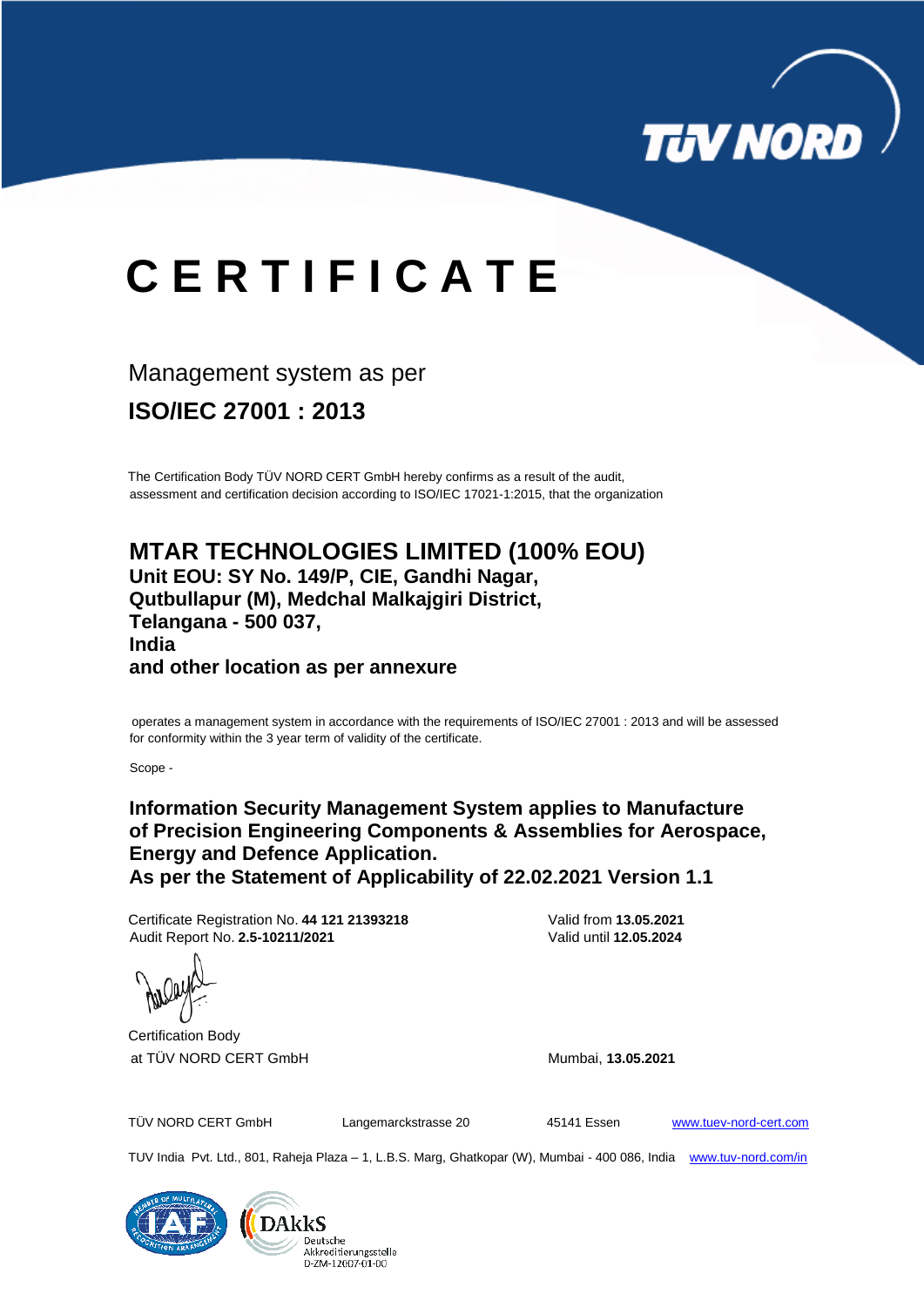# CERTIFICATE

Management system as per

## ISO/IEC 27001 : 2013

The Certification Body TÜV NORD CERT GmbH hereby confirms as a result of the audit, assessment and certification decision according to ISO/IEC 17021-1:2015, that the organization

## MTAR TECHNOLOGIES LIMITED (100% EOU)

**Unit EOU: SY No. 149/P, CIE, Gandhi Nagar,**
**Qutbullapur (M), Medchal Malkajgiri District,**
**Telangana - 500 037,**
**India**
**and other location as per annexure**

operates a management system in accordance with the requirements of ISO/IEC 27001 : 2013 and will be assessed for conformity within the 3 year term of validity of the certificate.

Scope -

**Information Security Management System applies to Manufacture of Precision Engineering Components & Assemblies for Aerospace, Energy and Defence Application.**
**As per the Statement of Applicability of 22.02.2021 Version 1.1**

Certificate Registration No. **44 121 21393218**
Audit Report No. **2.5-10211/2021**

Valid from **13.05.2021**
Valid until **12.05.2024**

Certification Body
at TÜV NORD CERT GmbH

Mumbai, **13.05.2021**

TÜV NORD CERT GmbH    Langemarckstrasse 20    45141 Essen    www.tuev-nord-cert.com

TUV India Pvt. Ltd., 801, Raheja Plaza – 1, L.B.S. Marg, Ghatkopar (W), Mumbai - 400 086, India    www.tuv-nord.com/in

DAkkS Deutsche Akkreditierungsstelle D-ZM-12007-01-00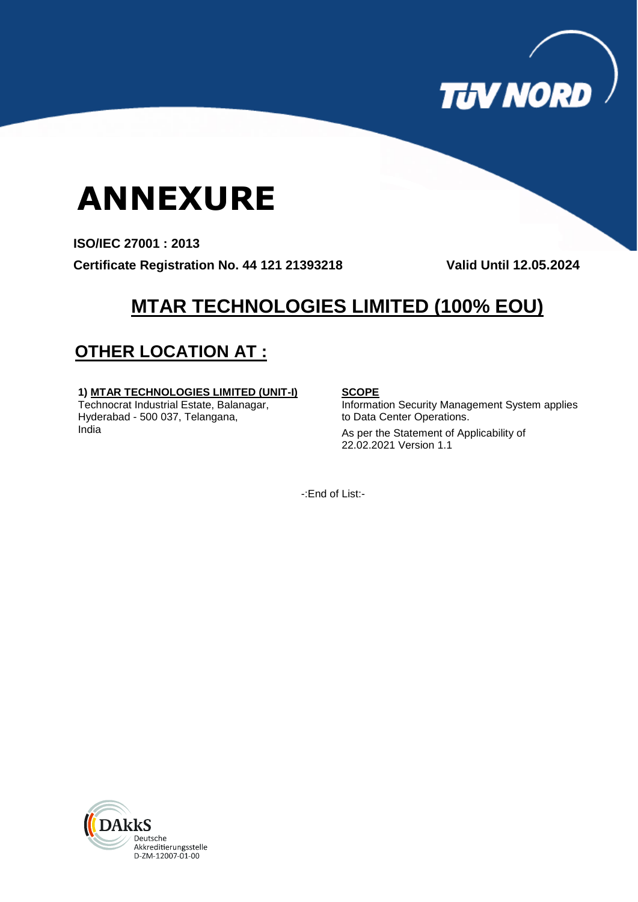# ANNEXURE

**ISO/IEC 27001 : 2013**

**Certificate Registration No. 44 121 21393218** **Valid Until 12.05.2024**

## MTAR TECHNOLOGIES LIMITED (100% EOU)

## OTHER LOCATION AT :

**1) MTAR TECHNOLOGIES LIMITED (UNIT-I)**
Technocrat Industrial Estate, Balanagar,
Hyderabad - 500 037, Telangana,
India

**SCOPE**
Information Security Management System applies to Data Center Operations.

As per the Statement of Applicability of 22.02.2021 Version 1.1

-:End of List:-

DAkkS
Deutsche
Akkreditierungsstelle
D-ZM-12007-01-00